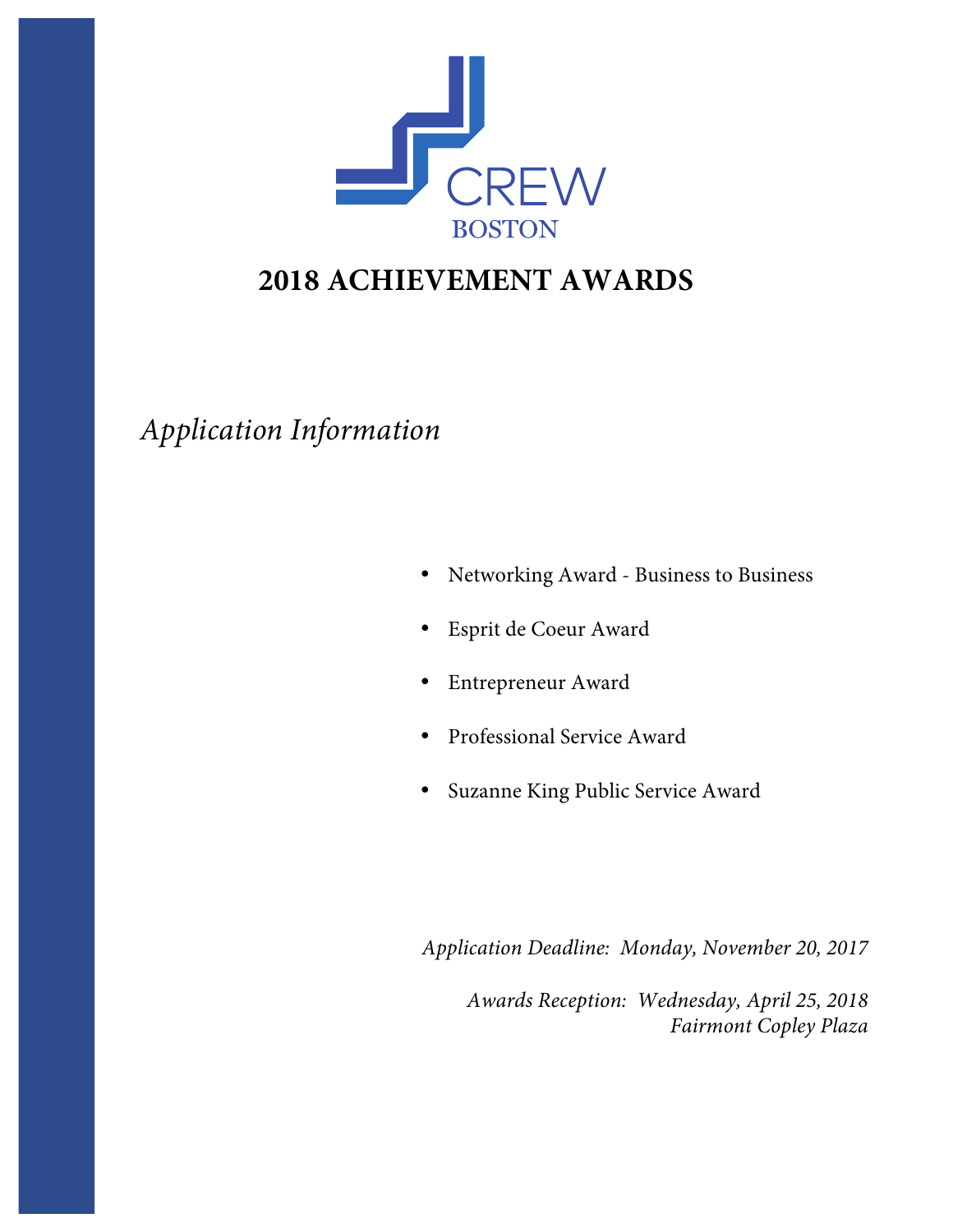CREW

BOSTON

# 2018 ACHIEVEMENT AWARDS

*Application Information*

- Networking Award - Business to Business
- Esprit de Coeur Award
- Entrepreneur Award
- Professional Service Award
- Suzanne King Public Service Award

*Application Deadline: Monday, November 20, 2017*

*Awards Reception: Wednesday, April 25, 2018*
*Fairmont Copley Plaza*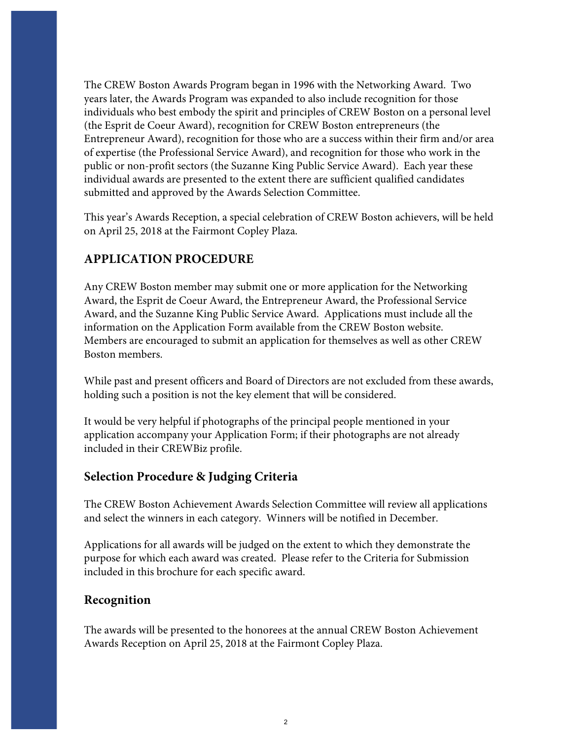The CREW Boston Awards Program began in 1996 with the Networking Award. Two years later, the Awards Program was expanded to also include recognition for those individuals who best embody the spirit and principles of CREW Boston on a personal level (the Esprit de Coeur Award), recognition for CREW Boston entrepreneurs (the Entrepreneur Award), recognition for those who are a success within their firm and/or area of expertise (the Professional Service Award), and recognition for those who work in the public or non-profit sectors (the Suzanne King Public Service Award). Each year these individual awards are presented to the extent there are sufficient qualified candidates submitted and approved by the Awards Selection Committee.

This year's Awards Reception, a special celebration of CREW Boston achievers, will be held on April 25, 2018 at the Fairmont Copley Plaza.

## APPLICATION PROCEDURE

Any CREW Boston member may submit one or more application for the Networking Award, the Esprit de Coeur Award, the Entrepreneur Award, the Professional Service Award, and the Suzanne King Public Service Award. Applications must include all the information on the Application Form available from the CREW Boston website. Members are encouraged to submit an application for themselves as well as other CREW Boston members.

While past and present officers and Board of Directors are not excluded from these awards, holding such a position is not the key element that will be considered.

It would be very helpful if photographs of the principal people mentioned in your application accompany your Application Form; if their photographs are not already included in their CREWBiz profile.

## Selection Procedure & Judging Criteria

The CREW Boston Achievement Awards Selection Committee will review all applications and select the winners in each category. Winners will be notified in December.

Applications for all awards will be judged on the extent to which they demonstrate the purpose for which each award was created. Please refer to the Criteria for Submission included in this brochure for each specific award.

## Recognition

The awards will be presented to the honorees at the annual CREW Boston Achievement Awards Reception on April 25, 2018 at the Fairmont Copley Plaza.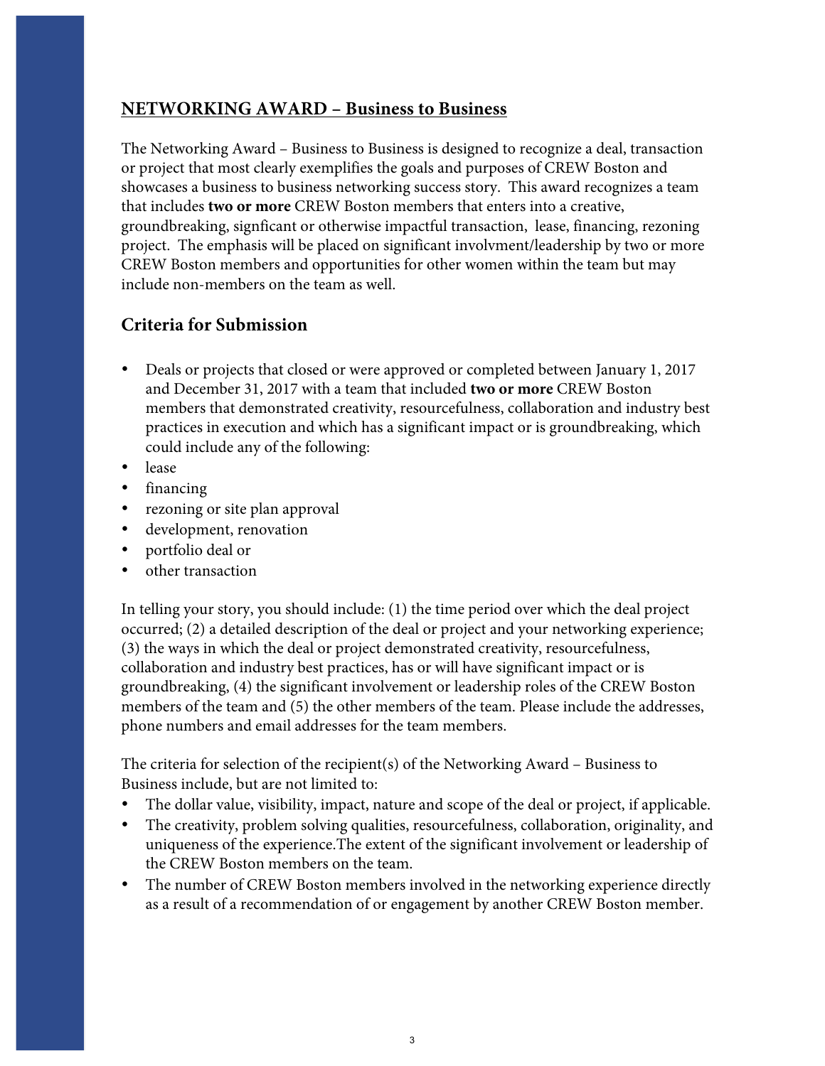## NETWORKING AWARD – Business to Business

The Networking Award – Business to Business is designed to recognize a deal, transaction or project that most clearly exemplifies the goals and purposes of CREW Boston and showcases a business to business networking success story. This award recognizes a team that includes **two or more** CREW Boston members that enters into a creative, groundbreaking, signficant or otherwise impactful transaction, lease, financing, rezoning project. The emphasis will be placed on significant involvment/leadership by two or more CREW Boston members and opportunities for other women within the team but may include non-members on the team as well.

### Criteria for Submission

- Deals or projects that closed or were approved or completed between January 1, 2017 and December 31, 2017 with a team that included **two or more** CREW Boston members that demonstrated creativity, resourcefulness, collaboration and industry best practices in execution and which has a significant impact or is groundbreaking, which could include any of the following:
- lease
- financing
- rezoning or site plan approval
- development, renovation
- portfolio deal or
- other transaction

In telling your story, you should include: (1) the time period over which the deal project occurred; (2) a detailed description of the deal or project and your networking experience; (3) the ways in which the deal or project demonstrated creativity, resourcefulness, collaboration and industry best practices, has or will have significant impact or is groundbreaking, (4) the significant involvement or leadership roles of the CREW Boston members of the team and (5) the other members of the team. Please include the addresses, phone numbers and email addresses for the team members.

The criteria for selection of the recipient(s) of the Networking Award – Business to Business include, but are not limited to:

- The dollar value, visibility, impact, nature and scope of the deal or project, if applicable.
- The creativity, problem solving qualities, resourcefulness, collaboration, originality, and uniqueness of the experience.The extent of the significant involvement or leadership of the CREW Boston members on the team.
- The number of CREW Boston members involved in the networking experience directly as a result of a recommendation of or engagement by another CREW Boston member.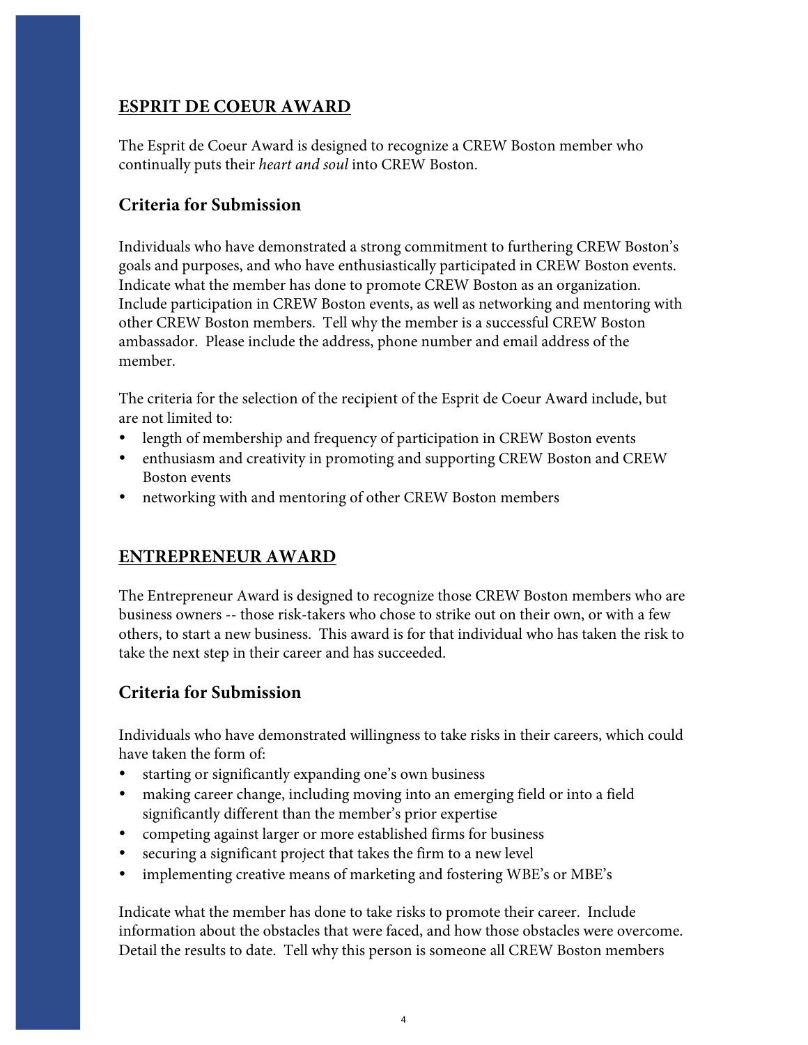## ESPRIT DE COEUR AWARD

The Esprit de Coeur Award is designed to recognize a CREW Boston member who continually puts their *heart and soul* into CREW Boston.

### Criteria for Submission

Individuals who have demonstrated a strong commitment to furthering CREW Boston's goals and purposes, and who have enthusiastically participated in CREW Boston events. Indicate what the member has done to promote CREW Boston as an organization. Include participation in CREW Boston events, as well as networking and mentoring with other CREW Boston members. Tell why the member is a successful CREW Boston ambassador. Please include the address, phone number and email address of the member.

The criteria for the selection of the recipient of the Esprit de Coeur Award include, but are not limited to:

- length of membership and frequency of participation in CREW Boston events
- enthusiasm and creativity in promoting and supporting CREW Boston and CREW Boston events
- networking with and mentoring of other CREW Boston members

## ENTREPRENEUR AWARD

The Entrepreneur Award is designed to recognize those CREW Boston members who are business owners -- those risk-takers who chose to strike out on their own, or with a few others, to start a new business. This award is for that individual who has taken the risk to take the next step in their career and has succeeded.

### Criteria for Submission

Individuals who have demonstrated willingness to take risks in their careers, which could have taken the form of:

- starting or significantly expanding one's own business
- making career change, including moving into an emerging field or into a field significantly different than the member's prior expertise
- competing against larger or more established firms for business
- securing a significant project that takes the firm to a new level
- implementing creative means of marketing and fostering WBE's or MBE's

Indicate what the member has done to take risks to promote their career. Include information about the obstacles that were faced, and how those obstacles were overcome. Detail the results to date. Tell why this person is someone all CREW Boston members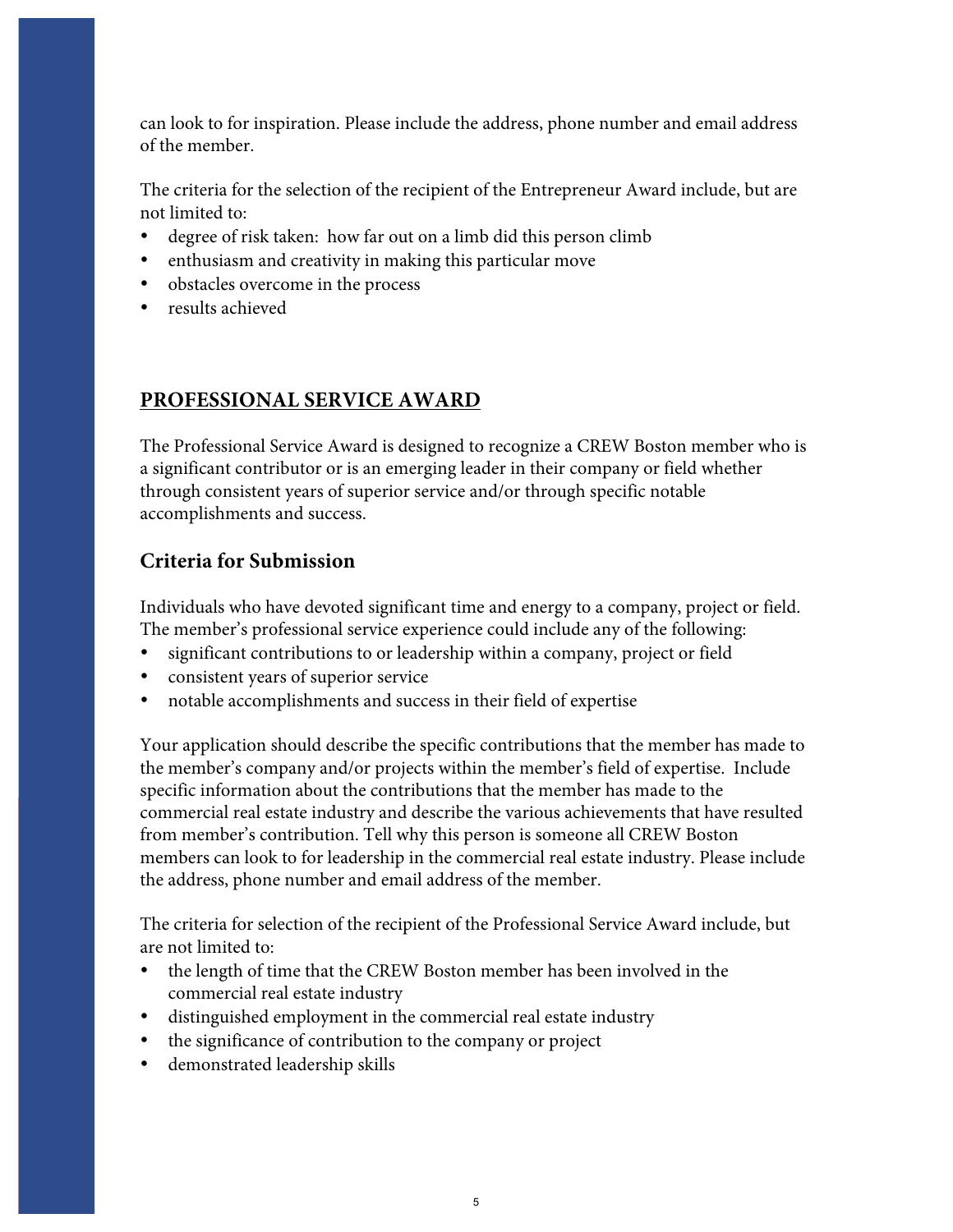can look to for inspiration. Please include the address, phone number and email address of the member.

The criteria for the selection of the recipient of the Entrepreneur Award include, but are not limited to:

- degree of risk taken: how far out on a limb did this person climb
- enthusiasm and creativity in making this particular move
- obstacles overcome in the process
- results achieved

## PROFESSIONAL SERVICE AWARD

The Professional Service Award is designed to recognize a CREW Boston member who is a significant contributor or is an emerging leader in their company or field whether through consistent years of superior service and/or through specific notable accomplishments and success.

### Criteria for Submission

Individuals who have devoted significant time and energy to a company, project or field. The member's professional service experience could include any of the following:

- significant contributions to or leadership within a company, project or field
- consistent years of superior service
- notable accomplishments and success in their field of expertise

Your application should describe the specific contributions that the member has made to the member's company and/or projects within the member's field of expertise. Include specific information about the contributions that the member has made to the commercial real estate industry and describe the various achievements that have resulted from member's contribution. Tell why this person is someone all CREW Boston members can look to for leadership in the commercial real estate industry. Please include the address, phone number and email address of the member.

The criteria for selection of the recipient of the Professional Service Award include, but are not limited to:

- the length of time that the CREW Boston member has been involved in the commercial real estate industry
- distinguished employment in the commercial real estate industry
- the significance of contribution to the company or project
- demonstrated leadership skills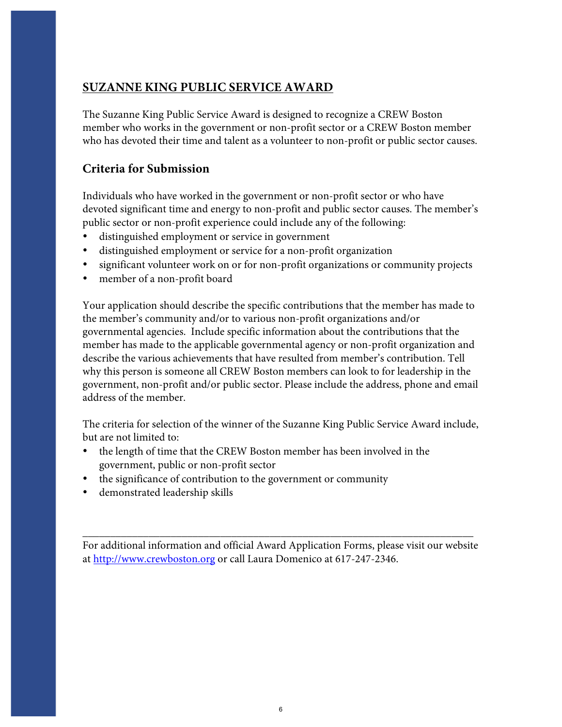## SUZANNE KING PUBLIC SERVICE AWARD

The Suzanne King Public Service Award is designed to recognize a CREW Boston member who works in the government or non-profit sector or a CREW Boston member who has devoted their time and talent as a volunteer to non-profit or public sector causes.

### Criteria for Submission

Individuals who have worked in the government or non-profit sector or who have devoted significant time and energy to non-profit and public sector causes. The member's public sector or non-profit experience could include any of the following:

- distinguished employment or service in government
- distinguished employment or service for a non-profit organization
- significant volunteer work on or for non-profit organizations or community projects
- member of a non-profit board

Your application should describe the specific contributions that the member has made to the member's community and/or to various non-profit organizations and/or governmental agencies. Include specific information about the contributions that the member has made to the applicable governmental agency or non-profit organization and describe the various achievements that have resulted from member's contribution. Tell why this person is someone all CREW Boston members can look to for leadership in the government, non-profit and/or public sector. Please include the address, phone and email address of the member.

The criteria for selection of the winner of the Suzanne King Public Service Award include, but are not limited to:

- the length of time that the CREW Boston member has been involved in the government, public or non-profit sector
- the significance of contribution to the government or community
- demonstrated leadership skills

---

For additional information and official Award Application Forms, please visit our website at http://www.crewboston.org or call Laura Domenico at 617-247-2346.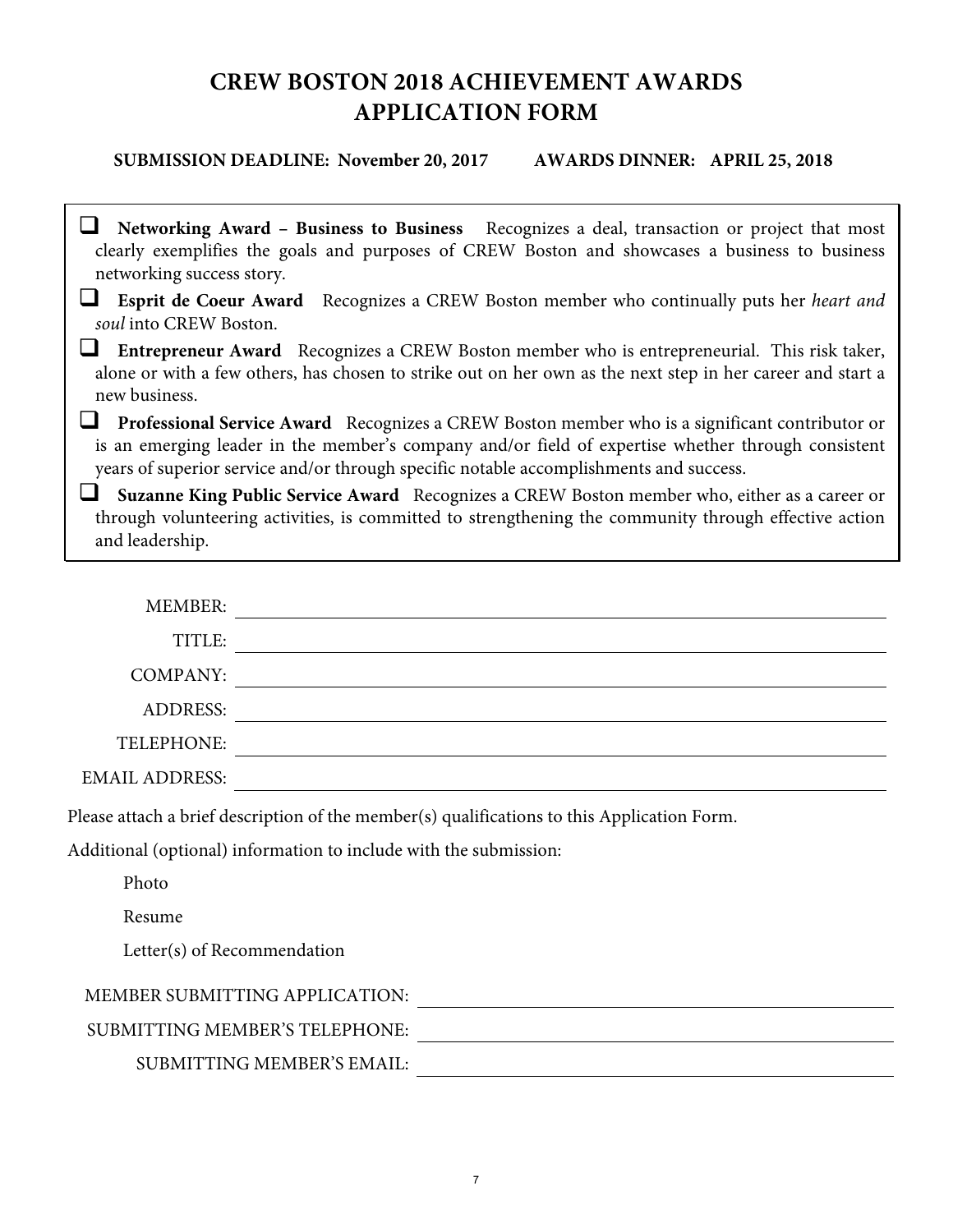# CREW BOSTON 2018 ACHIEVEMENT AWARDS APPLICATION FORM

**SUBMISSION DEADLINE: November 20, 2017 AWARDS DINNER: APRIL 25, 2018**

- ☐ **Networking Award – Business to Business** Recognizes a deal, transaction or project that most clearly exemplifies the goals and purposes of CREW Boston and showcases a business to business networking success story.
- ☐ **Esprit de Coeur Award** Recognizes a CREW Boston member who continually puts her *heart and soul* into CREW Boston.
- ☐ **Entrepreneur Award** Recognizes a CREW Boston member who is entrepreneurial. This risk taker, alone or with a few others, has chosen to strike out on her own as the next step in her career and start a new business.
- ☐ **Professional Service Award** Recognizes a CREW Boston member who is a significant contributor or is an emerging leader in the member's company and/or field of expertise whether through consistent years of superior service and/or through specific notable accomplishments and success.
- ☐ **Suzanne King Public Service Award** Recognizes a CREW Boston member who, either as a career or through volunteering activities, is committed to strengthening the community through effective action and leadership.

MEMBER: ______________________________

TITLE: ______________________________

COMPANY: ______________________________

ADDRESS: ______________________________

TELEPHONE: ______________________________

EMAIL ADDRESS: ______________________________

Please attach a brief description of the member(s) qualifications to this Application Form.

Additional (optional) information to include with the submission:

Photo

Resume

Letter(s) of Recommendation

MEMBER SUBMITTING APPLICATION: ______________________________

SUBMITTING MEMBER'S TELEPHONE: ______________________________

SUBMITTING MEMBER'S EMAIL: ______________________________